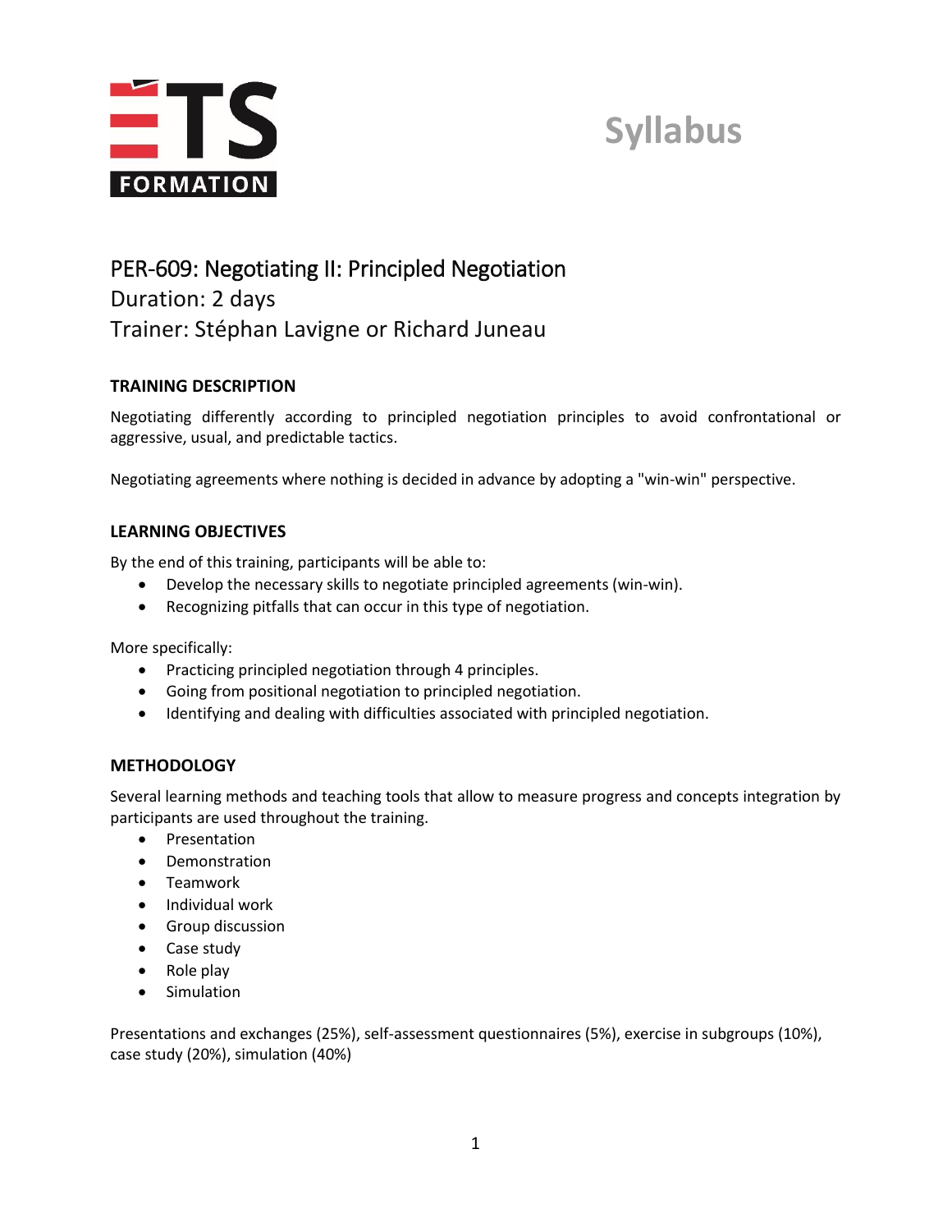# Syllabus

## PER-609: Negotiating II: Principled Negotiation

Duration: 2 days

Trainer: Stéphan Lavigne or Richard Juneau

### TRAINING DESCRIPTION

Negotiating differently according to principled negotiation principles to avoid confrontational or aggressive, usual, and predictable tactics.

Negotiating agreements where nothing is decided in advance by adopting a "win-win" perspective.

### LEARNING OBJECTIVES

By the end of this training, participants will be able to:

- Develop the necessary skills to negotiate principled agreements (win-win).
- Recognizing pitfalls that can occur in this type of negotiation.

More specifically:

- Practicing principled negotiation through 4 principles.
- Going from positional negotiation to principled negotiation.
- Identifying and dealing with difficulties associated with principled negotiation.

### METHODOLOGY

Several learning methods and teaching tools that allow to measure progress and concepts integration by participants are used throughout the training.

- Presentation
- Demonstration
- Teamwork
- Individual work
- Group discussion
- Case study
- Role play
- Simulation

Presentations and exchanges (25%), self-assessment questionnaires (5%), exercise in subgroups (10%), case study (20%), simulation (40%)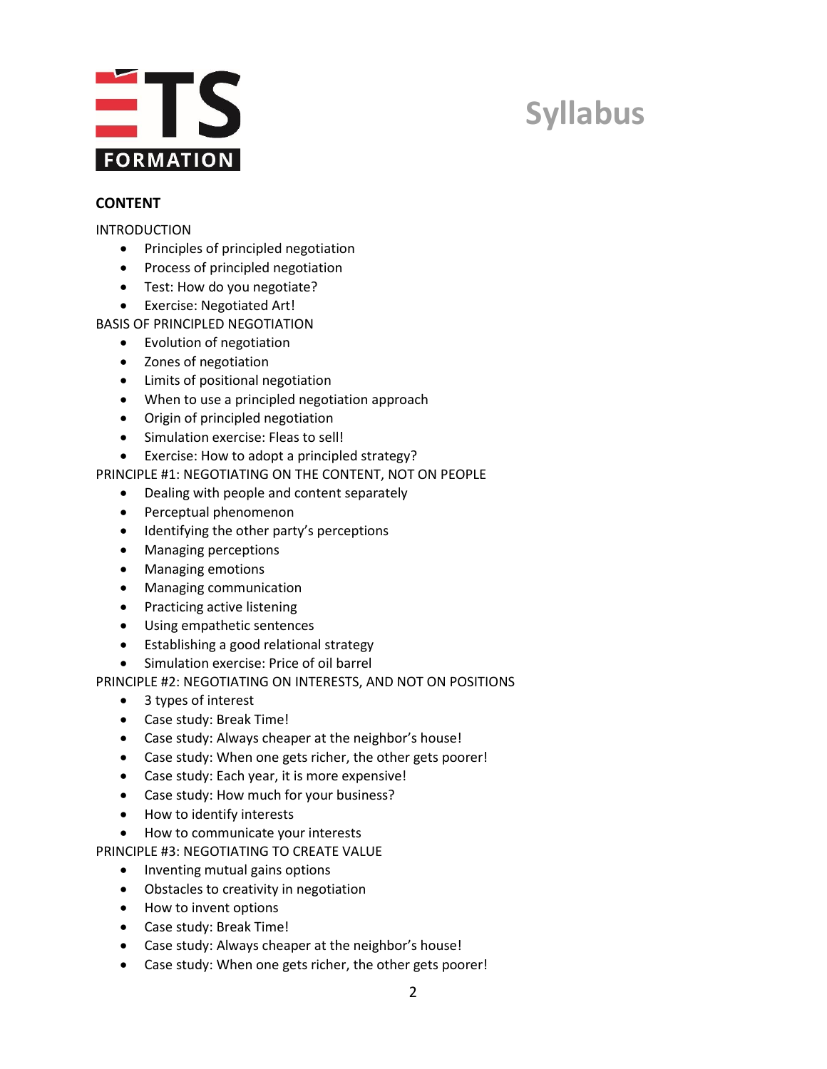# Syllabus

**CONTENT**

INTRODUCTION

- Principles of principled negotiation
- Process of principled negotiation
- Test: How do you negotiate?
- Exercise: Negotiated Art!

BASIS OF PRINCIPLED NEGOTIATION

- Evolution of negotiation
- Zones of negotiation
- Limits of positional negotiation
- When to use a principled negotiation approach
- Origin of principled negotiation
- Simulation exercise: Fleas to sell!
- Exercise: How to adopt a principled strategy?

PRINCIPLE #1: NEGOTIATING ON THE CONTENT, NOT ON PEOPLE

- Dealing with people and content separately
- Perceptual phenomenon
- Identifying the other party's perceptions
- Managing perceptions
- Managing emotions
- Managing communication
- Practicing active listening
- Using empathetic sentences
- Establishing a good relational strategy
- Simulation exercise: Price of oil barrel

PRINCIPLE #2: NEGOTIATING ON INTERESTS, AND NOT ON POSITIONS

- 3 types of interest
- Case study: Break Time!
- Case study: Always cheaper at the neighbor's house!
- Case study: When one gets richer, the other gets poorer!
- Case study: Each year, it is more expensive!
- Case study: How much for your business?
- How to identify interests
- How to communicate your interests

PRINCIPLE #3: NEGOTIATING TO CREATE VALUE

- Inventing mutual gains options
- Obstacles to creativity in negotiation
- How to invent options
- Case study: Break Time!
- Case study: Always cheaper at the neighbor's house!
- Case study: When one gets richer, the other gets poorer!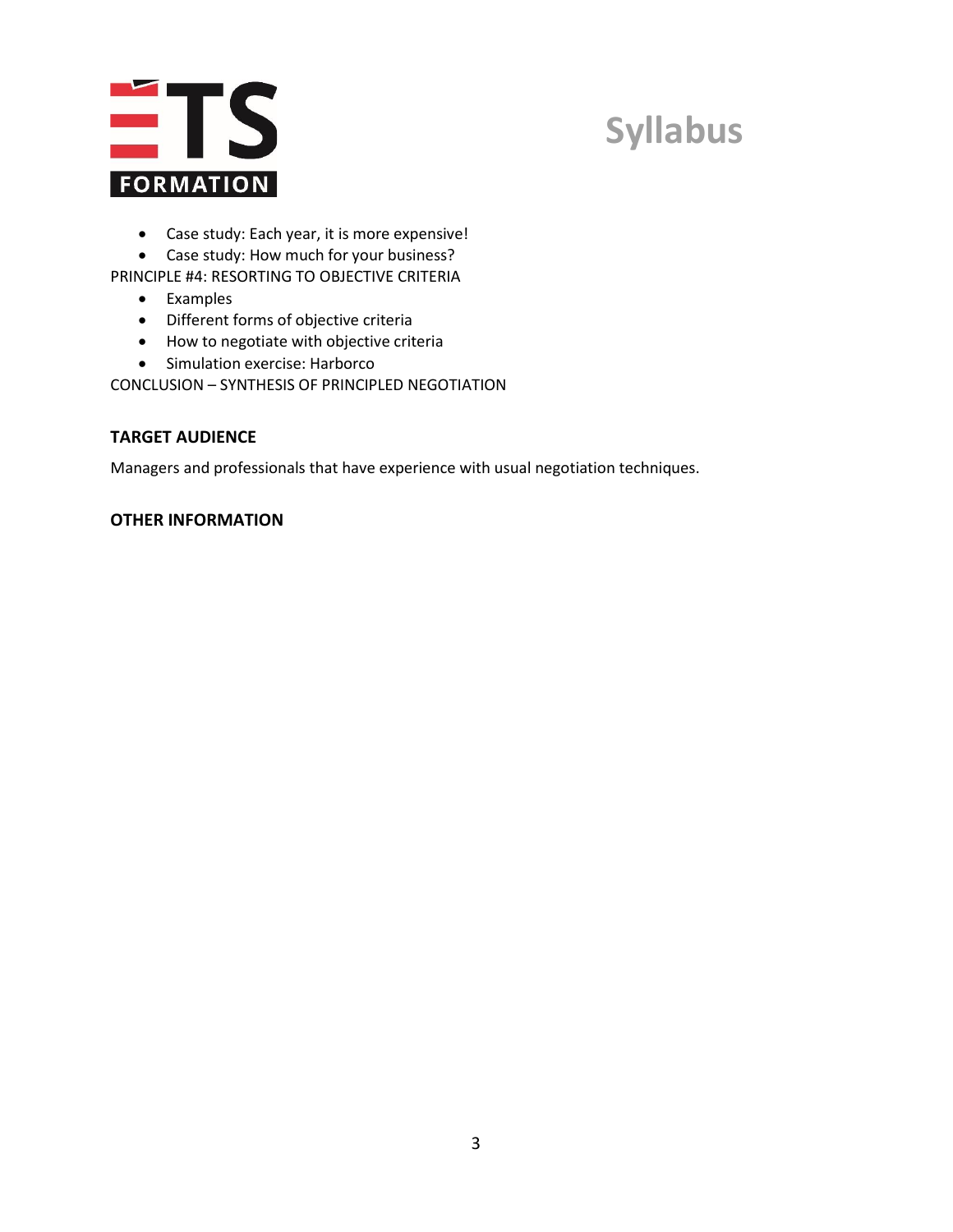- Case study: Each year, it is more expensive!
- Case study: How much for your business?

PRINCIPLE #4: RESORTING TO OBJECTIVE CRITERIA

- Examples
- Different forms of objective criteria
- How to negotiate with objective criteria
- Simulation exercise: Harborco

CONCLUSION – SYNTHESIS OF PRINCIPLED NEGOTIATION

**TARGET AUDIENCE**

Managers and professionals that have experience with usual negotiation techniques.

**OTHER INFORMATION**